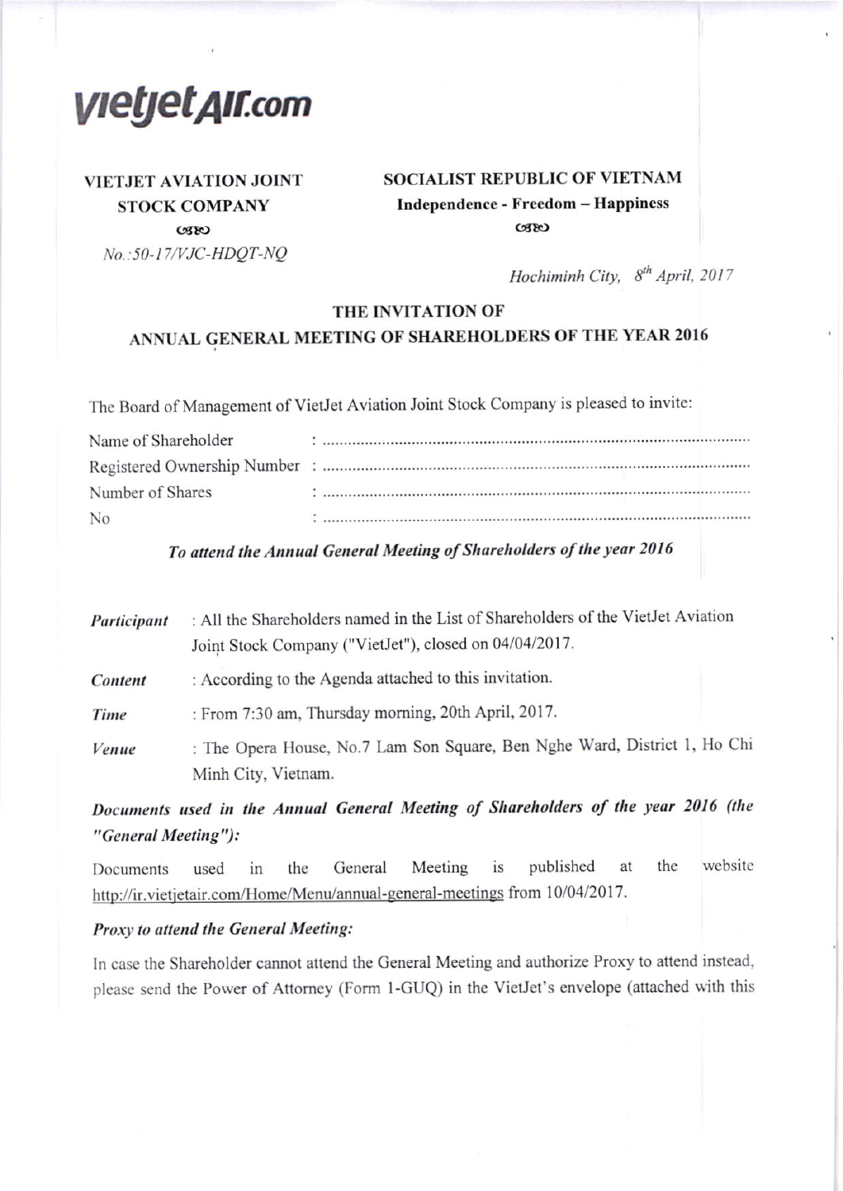vietjet Air.com

**VIETJET AVIATION JOINT STOCK COMPANY**

ௐ

*No.:50-17/VJC-HĐQT-NQ*

**SOCIALIST REPUBLIC OF VIETNAM**

**Independence - Freedom – Happiness**

ௐ

*Hochiminh City, 8th April, 2017*

## THE INVITATION OF ANNUAL GENERAL MEETING OF SHAREHOLDERS OF THE YEAR 2016

The Board of Management of VietJet Aviation Joint Stock Company is pleased to invite:

Name of Shareholder : ..............................................................................................

Registered Ownership Number : ..............................................................................................

Number of Shares : ..............................................................................................

No : ..............................................................................................

***To attend the Annual General Meeting of Shareholders of the year 2016***

***Participant*** : All the Shareholders named in the List of Shareholders of the VietJet Aviation Joint Stock Company ("VietJet"), closed on 04/04/2017.

***Content*** : According to the Agenda attached to this invitation.

***Time*** : From 7:30 am, Thursday morning, 20th April, 2017.

***Venue*** : The Opera House, No.7 Lam Son Square, Ben Nghe Ward, District 1, Ho Chi Minh City, Vietnam.

***Documents used in the Annual General Meeting of Shareholders of the year 2016 (the "General Meeting"):***

Documents used in the General Meeting is published at the website http://ir.vietjetair.com/Home/Menu/annual-general-meetings from 10/04/2017.

***Proxy to attend the General Meeting:***

In case the Shareholder cannot attend the General Meeting and authorize Proxy to attend instead, please send the Power of Attorney (Form 1-GUQ) in the VietJet's envelope (attached with this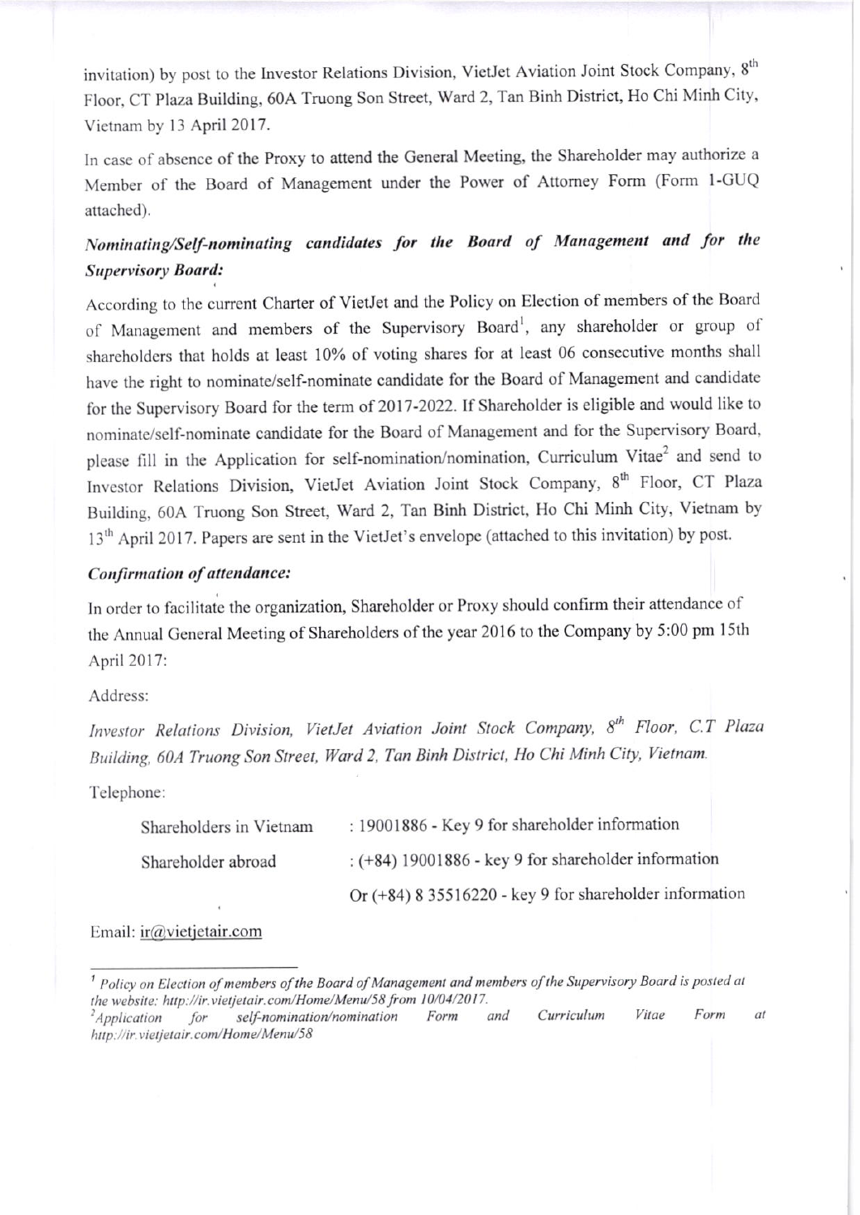invitation) by post to the Investor Relations Division, VietJet Aviation Joint Stock Company, 8th Floor, CT Plaza Building, 60A Truong Son Street, Ward 2, Tan Binh District, Ho Chi Minh City, Vietnam by 13 April 2017.

In case of absence of the Proxy to attend the General Meeting, the Shareholder may authorize a Member of the Board of Management under the Power of Attorney Form (Form 1-GUQ attached).

***Nominating/Self-nominating candidates for the Board of Management and for the Supervisory Board:***

According to the current Charter of VietJet and the Policy on Election of members of the Board of Management and members of the Supervisory Board[1], any shareholder or group of shareholders that holds at least 10% of voting shares for at least 06 consecutive months shall have the right to nominate/self-nominate candidate for the Board of Management and candidate for the Supervisory Board for the term of 2017-2022. If Shareholder is eligible and would like to nominate/self-nominate candidate for the Board of Management and for the Supervisory Board, please fill in the Application for self-nomination/nomination, Curriculum Vitae[2] and send to Investor Relations Division, VietJet Aviation Joint Stock Company, 8th Floor, CT Plaza Building, 60A Truong Son Street, Ward 2, Tan Binh District, Ho Chi Minh City, Vietnam by 13th April 2017. Papers are sent in the VietJet's envelope (attached to this invitation) by post.

***Confirmation of attendance:***

In order to facilitate the organization, Shareholder or Proxy should confirm their attendance of the Annual General Meeting of Shareholders of the year 2016 to the Company by 5:00 pm 15th April 2017:

Address:

*Investor Relations Division, VietJet Aviation Joint Stock Company, 8th Floor, C.T Plaza Building, 60A Truong Son Street, Ward 2, Tan Binh District, Ho Chi Minh City, Vietnam.*

Telephone:

| | |
|---|---|
| Shareholders in Vietnam | : 19001886 - Key 9 for shareholder information |
| Shareholder abroad | : (+84) 19001886 - key 9 for shareholder information |
| | Or (+84) 8 35516220 - key 9 for shareholder information |

Email: ir@vietjetair.com

---

[1] *Policy on Election of members of the Board of Management and members of the Supervisory Board is posted at the website: http://ir.vietjetair.com/Home/Menu/58 from 10/04/2017.*

[2] *Application for self-nomination/nomination Form and Curriculum Vitae Form at http://ir.vietjetair.com/Home/Menu/58*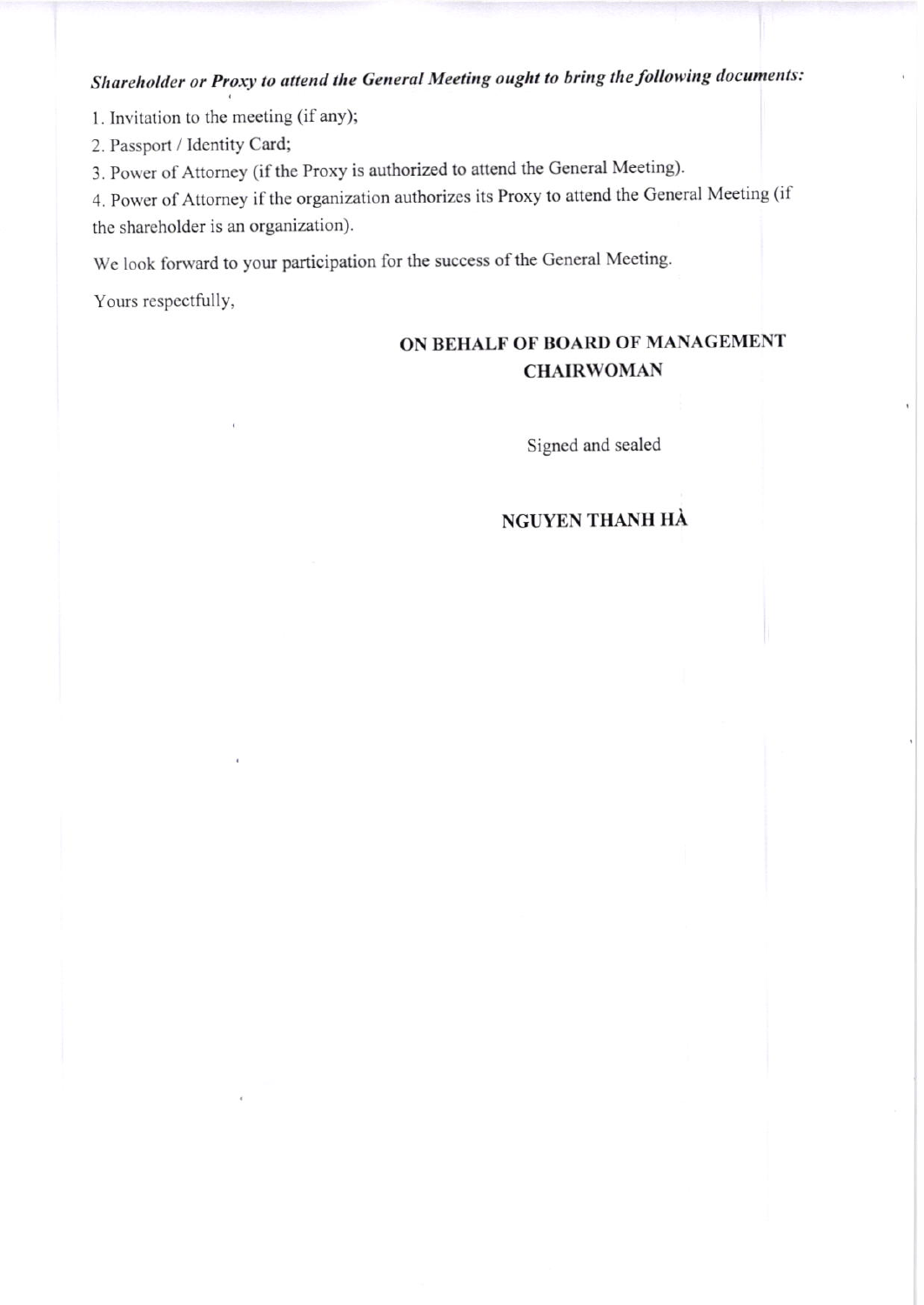***Shareholder or Proxy to attend the General Meeting ought to bring the following documents:***

1. Invitation to the meeting (if any);
2. Passport / Identity Card;
3. Power of Attorney (if the Proxy is authorized to attend the General Meeting).
4. Power of Attorney if the organization authorizes its Proxy to attend the General Meeting (if the shareholder is an organization).

We look forward to your participation for the success of the General Meeting.

Yours respectfully,

**ON BEHALF OF BOARD OF MANAGEMENT**
**CHAIRWOMAN**

Signed and sealed

**NGUYEN THANH HÀ**